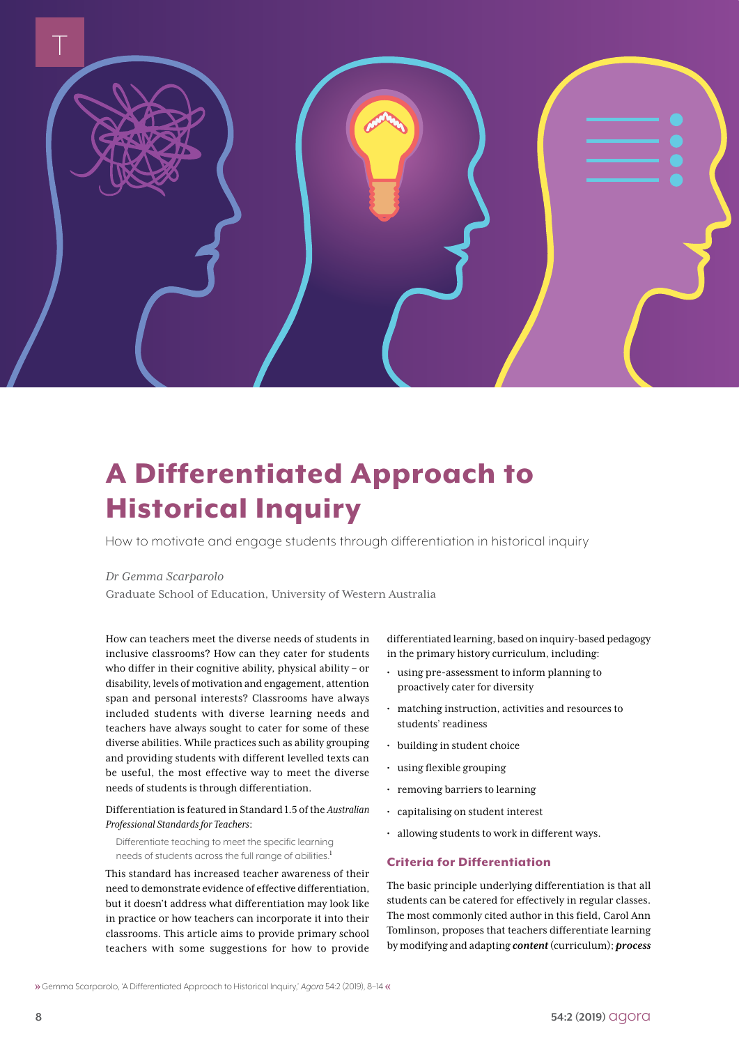# A Differentiated Approach to Historical Inquiry

How to motivate and engage students through differentiation in historical inquiry

*Dr Gemma Scarparolo*

Graduate School of Education, University of Western Australia

How can teachers meet the diverse needs of students in inclusive classrooms? How can they cater for students who differ in their cognitive ability, physical ability – or disability, levels of motivation and engagement, attention span and personal interests? Classrooms have always included students with diverse learning needs and teachers have always sought to cater for some of these diverse abilities. While practices such as ability grouping and providing students with different levelled texts can be useful, the most effective way to meet the diverse needs of students is through differentiation.

Differentiation is featured in Standard 1.5 of the *Australian Professional Standards for Teachers*:

> Differentiate teaching to meet the specific learning needs of students across the full range of abilities.[1]

This standard has increased teacher awareness of their need to demonstrate evidence of effective differentiation, but it doesn't address what differentiation may look like in practice or how teachers can incorporate it into their classrooms. This article aims to provide primary school teachers with some suggestions for how to provide differentiated learning, based on inquiry-based pedagogy in the primary history curriculum, including:

- using pre-assessment to inform planning to proactively cater for diversity
- matching instruction, activities and resources to students' readiness
- building in student choice
- using flexible grouping
- removing barriers to learning
- capitalising on student interest
- allowing students to work in different ways.

## Criteria for Differentiation

The basic principle underlying differentiation is that all students can be catered for effectively in regular classes. The most commonly cited author in this field, Carol Ann Tomlinson, proposes that teachers differentiate learning by modifying and adapting ***content*** (curriculum); ***process***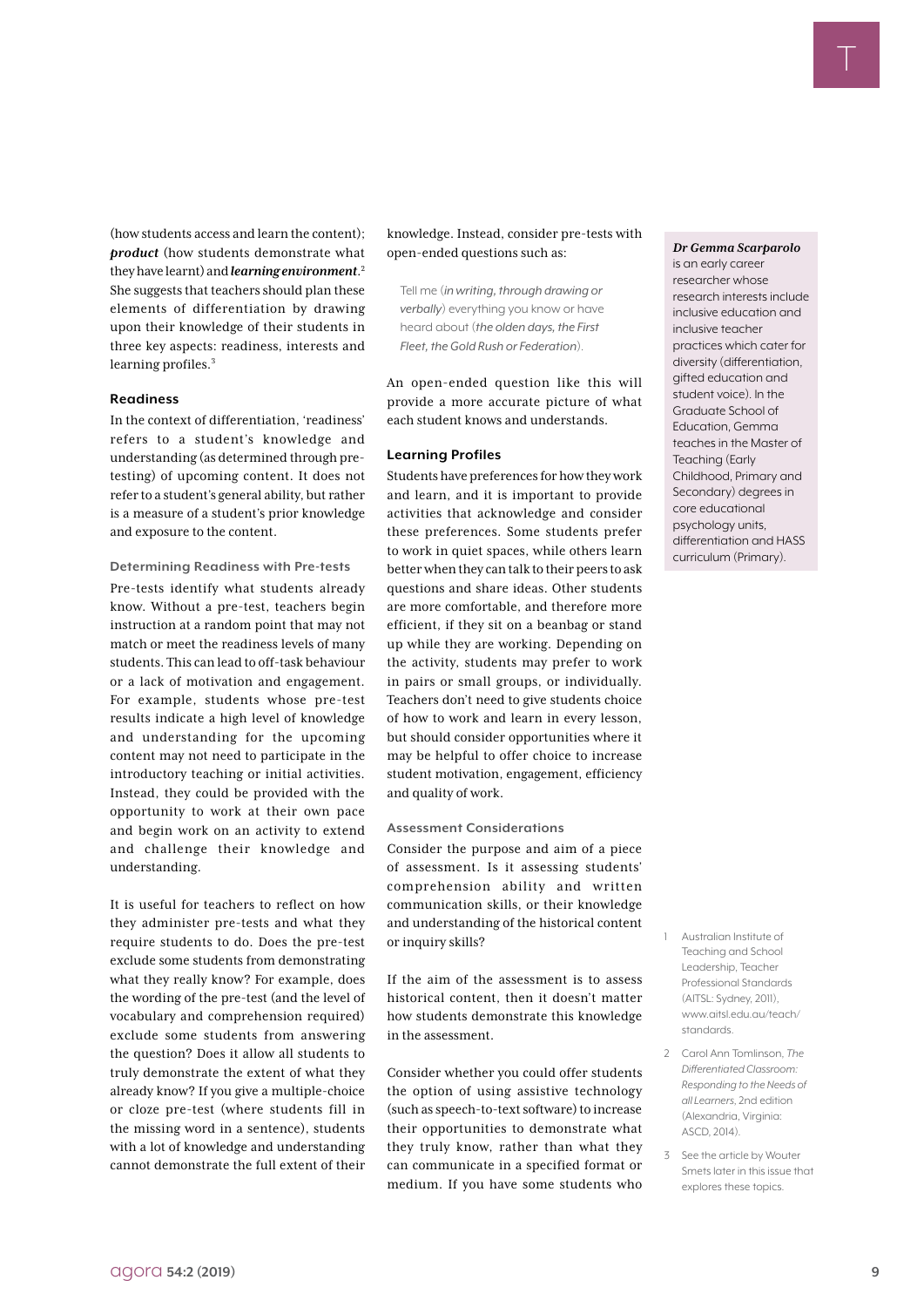(how students access and learn the content); ***product*** (how students demonstrate what they have learnt) and ***learning environment***.[2] She suggests that teachers should plan these elements of differentiation by drawing upon their knowledge of their students in three key aspects: readiness, interests and learning profiles.[3]

### Readiness

In the context of differentiation, 'readiness' refers to a student's knowledge and understanding (as determined through pre-testing) of upcoming content. It does not refer to a student's general ability, but rather is a measure of a student's prior knowledge and exposure to the content.

#### Determining Readiness with Pre-tests

Pre-tests identify what students already know. Without a pre-test, teachers begin instruction at a random point that may not match or meet the readiness levels of many students. This can lead to off-task behaviour or a lack of motivation and engagement. For example, students whose pre-test results indicate a high level of knowledge and understanding for the upcoming content may not need to participate in the introductory teaching or initial activities. Instead, they could be provided with the opportunity to work at their own pace and begin work on an activity to extend and challenge their knowledge and understanding.

It is useful for teachers to reflect on how they administer pre-tests and what they require students to do. Does the pre-test exclude some students from demonstrating what they really know? For example, does the wording of the pre-test (and the level of vocabulary and comprehension required) exclude some students from answering the question? Does it allow all students to truly demonstrate the extent of what they already know? If you give a multiple-choice or cloze pre-test (where students fill in the missing word in a sentence), students with a lot of knowledge and understanding cannot demonstrate the full extent of their knowledge. Instead, consider pre-tests with open-ended questions such as:

> Tell me (*in writing, through drawing or verbally*) everything you know or have heard about (*the olden days, the First Fleet, the Gold Rush or Federation*).

An open-ended question like this will provide a more accurate picture of what each student knows and understands.

### Learning Profiles

Students have preferences for how they work and learn, and it is important to provide activities that acknowledge and consider these preferences. Some students prefer to work in quiet spaces, while others learn better when they can talk to their peers to ask questions and share ideas. Other students are more comfortable, and therefore more efficient, if they sit on a beanbag or stand up while they are working. Depending on the activity, students may prefer to work in pairs or small groups, or individually. Teachers don't need to give students choice of how to work and learn in every lesson, but should consider opportunities where it may be helpful to offer choice to increase student motivation, engagement, efficiency and quality of work.

#### Assessment Considerations

Consider the purpose and aim of a piece of assessment. Is it assessing students' comprehension ability and written communication skills, or their knowledge and understanding of the historical content or inquiry skills?

If the aim of the assessment is to assess historical content, then it doesn't matter how students demonstrate this knowledge in the assessment.

Consider whether you could offer students the option of using assistive technology (such as speech-to-text software) to increase their opportunities to demonstrate what they truly know, rather than what they can communicate in a specified format or medium. If you have some students who

***Dr Gemma Scarparolo*** is an early career researcher whose research interests include inclusive education and inclusive teacher practices which cater for diversity (differentiation, gifted education and student voice). In the Graduate School of Education, Gemma teaches in the Master of Teaching (Early Childhood, Primary and Secondary) degrees in core educational psychology units, differentiation and HASS curriculum (Primary).

1. Australian Institute of Teaching and School Leadership, Teacher Professional Standards (AITSL: Sydney, 2011), www.aitsl.edu.au/teach/standards.
2. Carol Ann Tomlinson, *The Differentiated Classroom: Responding to the Needs of all Learners*, 2nd edition (Alexandria, Virginia: ASCD, 2014).
3. See the article by Wouter Smets later in this issue that explores these topics.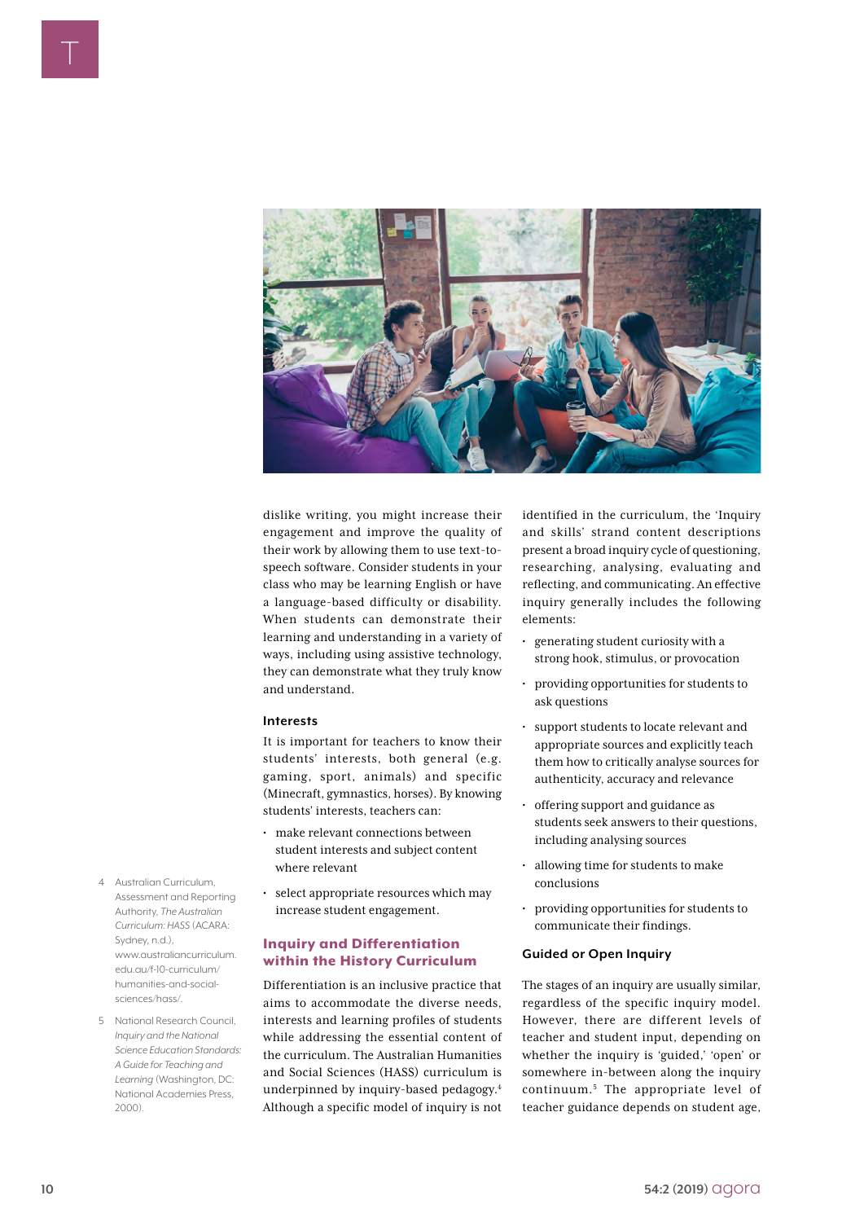dislike writing, you might increase their engagement and improve the quality of their work by allowing them to use text-to-speech software. Consider students in your class who may be learning English or have a language-based difficulty or disability. When students can demonstrate their learning and understanding in a variety of ways, including using assistive technology, they can demonstrate what they truly know and understand.

#### Interests

It is important for teachers to know their students' interests, both general (e.g. gaming, sport, animals) and specific (Minecraft, gymnastics, horses). By knowing students' interests, teachers can:

- make relevant connections between student interests and subject content where relevant
- select appropriate resources which may increase student engagement.

### Inquiry and Differentiation within the History Curriculum

Differentiation is an inclusive practice that aims to accommodate the diverse needs, interests and learning profiles of students while addressing the essential content of the curriculum. The Australian Humanities and Social Sciences (HASS) curriculum is underpinned by inquiry-based pedagogy.[4] Although a specific model of inquiry is not identified in the curriculum, the 'Inquiry and skills' strand content descriptions present a broad inquiry cycle of questioning, researching, analysing, evaluating and reflecting, and communicating. An effective inquiry generally includes the following elements:

- generating student curiosity with a strong hook, stimulus, or provocation
- providing opportunities for students to ask questions
- support students to locate relevant and appropriate sources and explicitly teach them how to critically analyse sources for authenticity, accuracy and relevance
- offering support and guidance as students seek answers to their questions, including analysing sources
- allowing time for students to make conclusions
- providing opportunities for students to communicate their findings.

#### Guided or Open Inquiry

The stages of an inquiry are usually similar, regardless of the specific inquiry model. However, there are different levels of teacher and student input, depending on whether the inquiry is 'guided,' 'open' or somewhere in-between along the inquiry continuum.[5] The appropriate level of teacher guidance depends on student age,

---

4 Australian Curriculum, Assessment and Reporting Authority, *The Australian Curriculum: HASS* (ACARA: Sydney, n.d.), www.australiancurriculum.edu.au/f-10-curriculum/humanities-and-social-sciences/hass/.

5 National Research Council, *Inquiry and the National Science Education Standards: A Guide for Teaching and Learning* (Washington, DC: National Academies Press, 2000).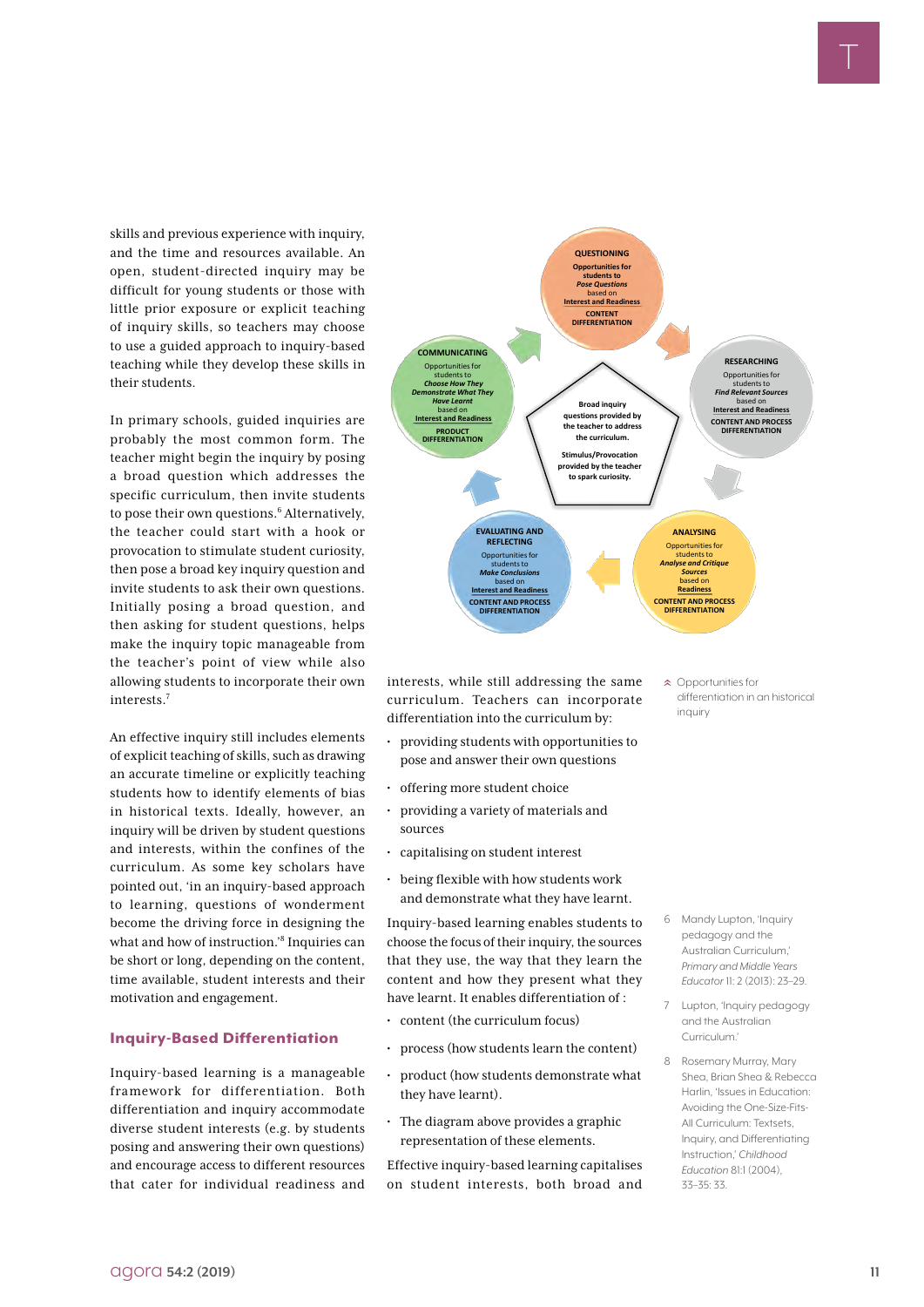skills and previous experience with inquiry, and the time and resources available. An open, student-directed inquiry may be difficult for young students or those with little prior exposure or explicit teaching of inquiry skills, so teachers may choose to use a guided approach to inquiry-based teaching while they develop these skills in their students.

In primary schools, guided inquiries are probably the most common form. The teacher might begin the inquiry by posing a broad question which addresses the specific curriculum, then invite students to pose their own questions.[6] Alternatively, the teacher could start with a hook or provocation to stimulate student curiosity, then pose a broad key inquiry question and invite students to ask their own questions. Initially posing a broad question, and then asking for student questions, helps make the inquiry topic manageable from the teacher's point of view while also allowing students to incorporate their own interests.[7]

An effective inquiry still includes elements of explicit teaching of skills, such as drawing an accurate timeline or explicitly teaching students how to identify elements of bias in historical texts. Ideally, however, an inquiry will be driven by student questions and interests, within the confines of the curriculum. As some key scholars have pointed out, 'in an inquiry-based approach to learning, questions of wonderment become the driving force in designing the what and how of instruction.'[8] Inquiries can be short or long, depending on the content, time available, student interests and their motivation and engagement.

## Inquiry-Based Differentiation

Inquiry-based learning is a manageable framework for differentiation. Both differentiation and inquiry accommodate diverse student interests (e.g. by students posing and answering their own questions) and encourage access to different resources that cater for individual readiness and interests, while still addressing the same curriculum. Teachers can incorporate differentiation into the curriculum by:

- providing students with opportunities to pose and answer their own questions
- offering more student choice
- providing a variety of materials and sources
- capitalising on student interest
- being flexible with how students work and demonstrate what they have learnt.

Inquiry-based learning enables students to choose the focus of their inquiry, the sources that they use, the way that they learn the content and how they present what they have learnt. It enables differentiation of :

- content (the curriculum focus)
- process (how students learn the content)
- product (how students demonstrate what they have learnt).
- The diagram above provides a graphic representation of these elements.

Effective inquiry-based learning capitalises on student interests, both broad and

QUESTIONING
Opportunities for students to *Pose Questions* based on Interest and Readiness
CONTENT DIFFERENTIATION

RESEARCHING
Opportunities for students to *Find Relevant Sources* based on Interest and Readiness
CONTENT AND PROCESS DIFFERENTIATION

ANALYSING
Opportunities for students to *Analyse and Critique Sources* based on Readiness
CONTENT AND PROCESS DIFFERENTIATION

EVALUATING AND REFLECTING
Opportunities for students to *Make Conclusions* based on Interest and Readiness
CONTENT AND PROCESS DIFFERENTIATION

COMMUNICATING
Opportunities for students to *Choose How They Demonstrate What They Have Learnt* based on Interest and Readiness
PRODUCT DIFFERENTIATION

Broad inquiry questions provided by the teacher to address the curriculum.
Stimulus/Provocation provided by the teacher to spark curiosity.

Opportunities for differentiation in an historical inquiry

6 Mandy Lupton, 'Inquiry pedagogy and the Australian Curriculum,' *Primary and Middle Years Educator* 11: 2 (2013): 23–29.

7 Lupton, 'Inquiry pedagogy and the Australian Curriculum.'

8 Rosemary Murray, Mary Shea, Brian Shea & Rebecca Harlin, 'Issues in Education: Avoiding the One-Size-Fits-All Curriculum: Textsets, Inquiry, and Differentiating Instruction,' *Childhood Education* 81:1 (2004), 33–35: 33.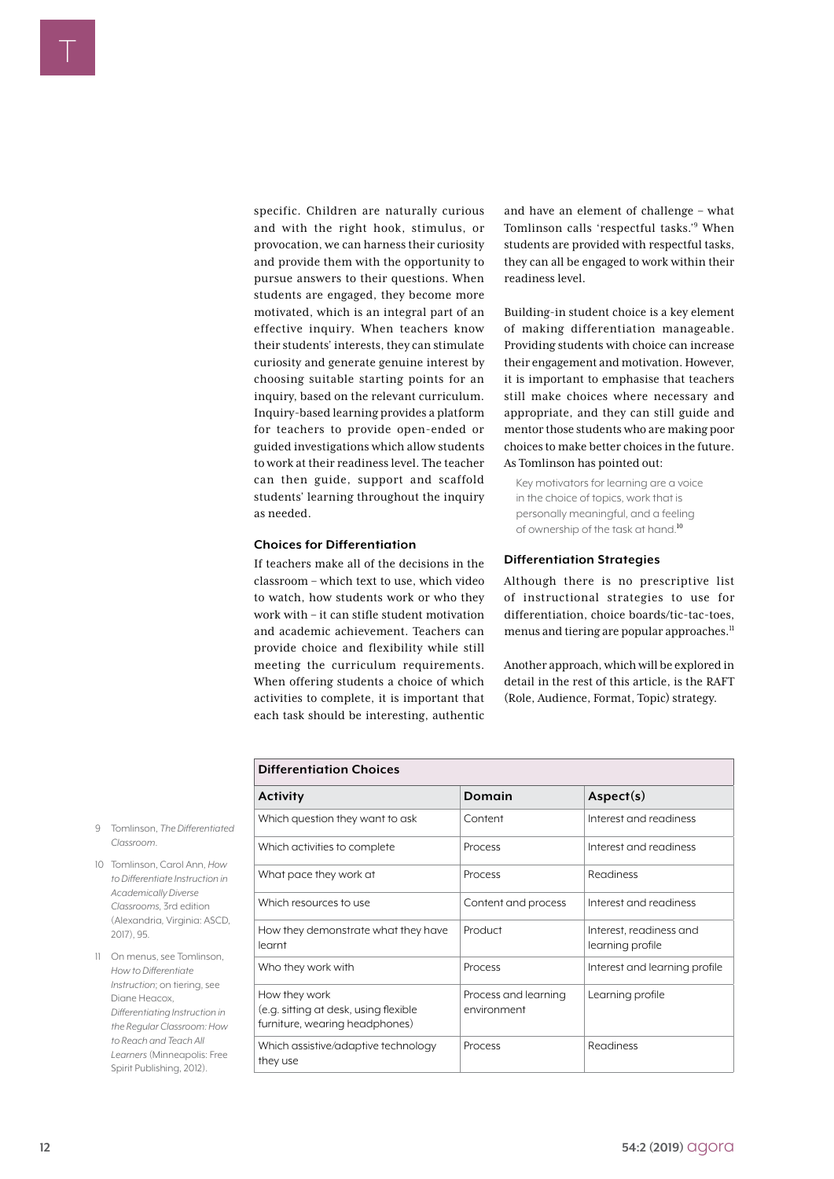specific. Children are naturally curious and with the right hook, stimulus, or provocation, we can harness their curiosity and provide them with the opportunity to pursue answers to their questions. When students are engaged, they become more motivated, which is an integral part of an effective inquiry. When teachers know their students' interests, they can stimulate curiosity and generate genuine interest by choosing suitable starting points for an inquiry, based on the relevant curriculum. Inquiry-based learning provides a platform for teachers to provide open-ended or guided investigations which allow students to work at their readiness level. The teacher can then guide, support and scaffold students' learning throughout the inquiry as needed.

### Choices for Differentiation

If teachers make all of the decisions in the classroom – which text to use, which video to watch, how students work or who they work with – it can stifle student motivation and academic achievement. Teachers can provide choice and flexibility while still meeting the curriculum requirements. When offering students a choice of which activities to complete, it is important that each task should be interesting, authentic and have an element of challenge – what Tomlinson calls 'respectful tasks.'[9] When students are provided with respectful tasks, they can all be engaged to work within their readiness level.

Building-in student choice is a key element of making differentiation manageable. Providing students with choice can increase their engagement and motivation. However, it is important to emphasise that teachers still make choices where necessary and appropriate, and they can still guide and mentor those students who are making poor choices to make better choices in the future. As Tomlinson has pointed out:

> Key motivators for learning are a voice in the choice of topics, work that is personally meaningful, and a feeling of ownership of the task at hand.[10]

### Differentiation Strategies

Although there is no prescriptive list of instructional strategies to use for differentiation, choice boards/tic-tac-toes, menus and tiering are popular approaches.[11]

Another approach, which will be explored in detail in the rest of this article, is the RAFT (Role, Audience, Format, Topic) strategy.

**Differentiation Choices**

| Activity | Domain | Aspect(s) |
|---|---|---|
| Which question they want to ask | Content | Interest and readiness |
| Which activities to complete | Process | Interest and readiness |
| What pace they work at | Process | Readiness |
| Which resources to use | Content and process | Interest and readiness |
| How they demonstrate what they have learnt | Product | Interest, readiness and learning profile |
| Who they work with | Process | Interest and learning profile |
| How they work (e.g. sitting at desk, using flexible furniture, wearing headphones) | Process and learning environment | Learning profile |
| Which assistive/adaptive technology they use | Process | Readiness |

9 Tomlinson, *The Differentiated Classroom*.

10 Tomlinson, Carol Ann, *How to Differentiate Instruction in Academically Diverse Classrooms*, 3rd edition (Alexandria, Virginia: ASCD, 2017), 95.

11 On menus, see Tomlinson, *How to Differentiate Instruction*; on tiering, see Diane Heacox, *Differentiating Instruction in the Regular Classroom: How to Reach and Teach All Learners* (Minneapolis: Free Spirit Publishing, 2012).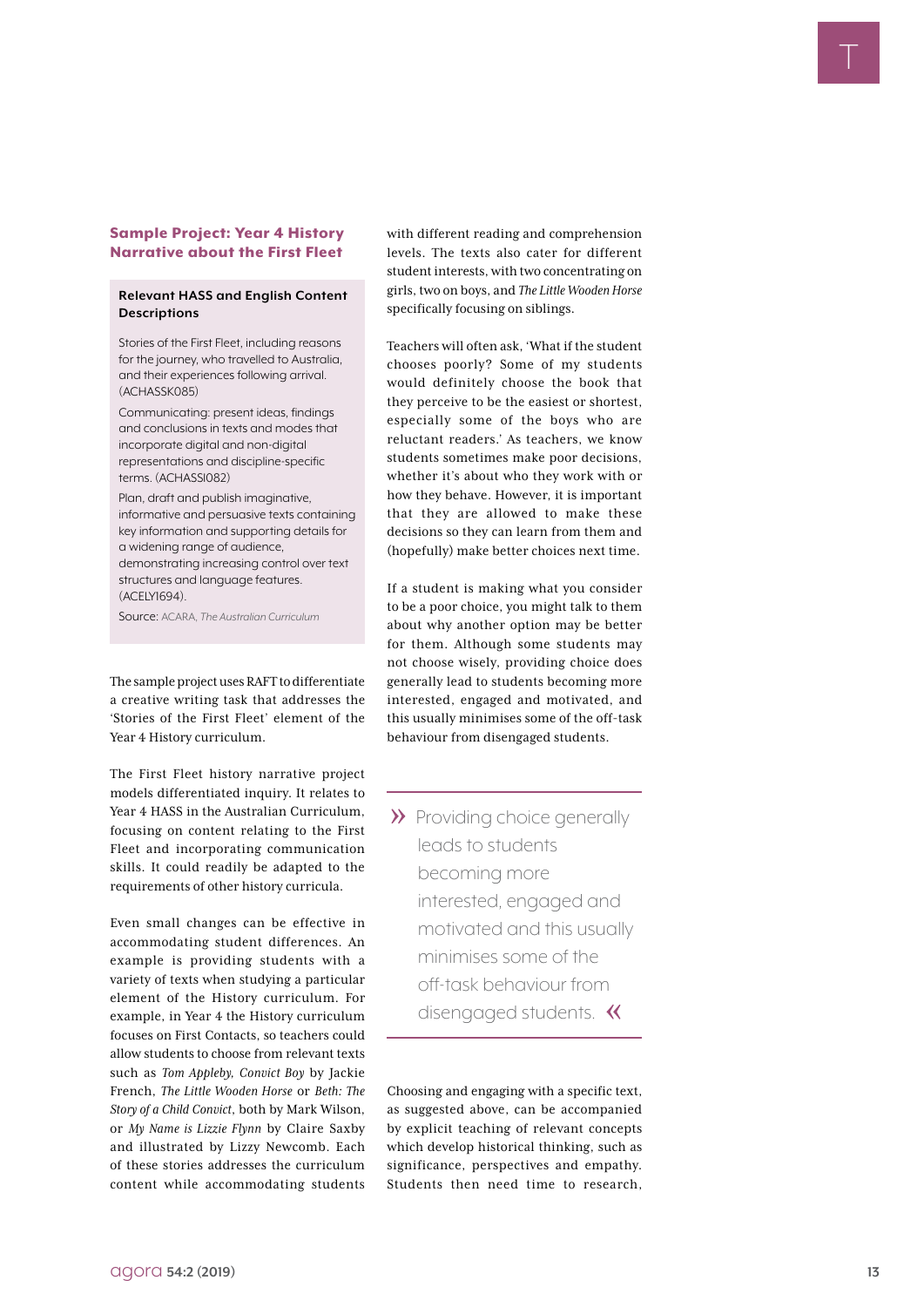### Sample Project: Year 4 History Narrative about the First Fleet

**Relevant HASS and English Content Descriptions**

Stories of the First Fleet, including reasons for the journey, who travelled to Australia, and their experiences following arrival. (ACHASSK085)

Communicating: present ideas, findings and conclusions in texts and modes that incorporate digital and non-digital representations and discipline-specific terms. (ACHASSI082)

Plan, draft and publish imaginative, informative and persuasive texts containing key information and supporting details for a widening range of audience, demonstrating increasing control over text structures and language features. (ACELY1694).

Source: ACARA, *The Australian Curriculum*

The sample project uses RAFT to differentiate a creative writing task that addresses the 'Stories of the First Fleet' element of the Year 4 History curriculum.

The First Fleet history narrative project models differentiated inquiry. It relates to Year 4 HASS in the Australian Curriculum, focusing on content relating to the First Fleet and incorporating communication skills. It could readily be adapted to the requirements of other history curricula.

Even small changes can be effective in accommodating student differences. An example is providing students with a variety of texts when studying a particular element of the History curriculum. For example, in Year 4 the History curriculum focuses on First Contacts, so teachers could allow students to choose from relevant texts such as *Tom Appleby, Convict Boy* by Jackie French, *The Little Wooden Horse* or *Beth: The Story of a Child Convict*, both by Mark Wilson, or *My Name is Lizzie Flynn* by Claire Saxby and illustrated by Lizzy Newcomb. Each of these stories addresses the curriculum content while accommodating students with different reading and comprehension levels. The texts also cater for different student interests, with two concentrating on girls, two on boys, and *The Little Wooden Horse* specifically focusing on siblings.

Teachers will often ask, 'What if the student chooses poorly? Some of my students would definitely choose the book that they perceive to be the easiest or shortest, especially some of the boys who are reluctant readers.' As teachers, we know students sometimes make poor decisions, whether it's about who they work with or how they behave. However, it is important that they are allowed to make these decisions so they can learn from them and (hopefully) make better choices next time.

If a student is making what you consider to be a poor choice, you might talk to them about why another option may be better for them. Although some students may not choose wisely, providing choice does generally lead to students becoming more interested, engaged and motivated, and this usually minimises some of the off-task behaviour from disengaged students.

> Providing choice generally leads to students becoming more interested, engaged and motivated and this usually minimises some of the off-task behaviour from disengaged students.

Choosing and engaging with a specific text, as suggested above, can be accompanied by explicit teaching of relevant concepts which develop historical thinking, such as significance, perspectives and empathy. Students then need time to research,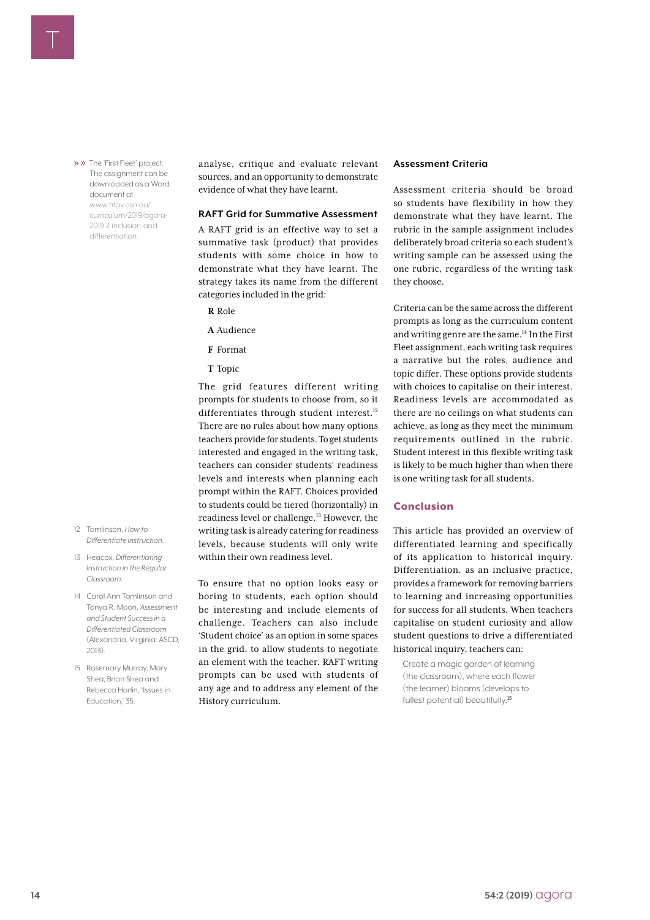»» The 'First Fleet' project. The assignment can be downloaded as a Word document at www.htav.asn.au/curriculum/2019/agora-2019-2-inclusion-and-differentiation.

analyse, critique and evaluate relevant sources, and an opportunity to demonstrate evidence of what they have learnt.

### RAFT Grid for Summative Assessment

A RAFT grid is an effective way to set a summative task (product) that provides students with some choice in how to demonstrate what they have learnt. The strategy takes its name from the different categories included in the grid:

**R** Role

**A** Audience

**F** Format

**T** Topic

The grid features different writing prompts for students to choose from, so it differentiates through student interest.[12] There are no rules about how many options teachers provide for students. To get students interested and engaged in the writing task, teachers can consider students' readiness levels and interests when planning each prompt within the RAFT. Choices provided to students could be tiered (horizontally) in readiness level or challenge.[13] However, the writing task is already catering for readiness levels, because students will only write within their own readiness level.

To ensure that no option looks easy or boring to students, each option should be interesting and include elements of challenge. Teachers can also include 'Student choice' as an option in some spaces in the grid, to allow students to negotiate an element with the teacher. RAFT writing prompts can be used with students of any age and to address any element of the History curriculum.

### Assessment Criteria

Assessment criteria should be broad so students have flexibility in how they demonstrate what they have learnt. The rubric in the sample assignment includes deliberately broad criteria so each student's writing sample can be assessed using the one rubric, regardless of the writing task they choose.

Criteria can be the same across the different prompts as long as the curriculum content and writing genre are the same.[14] In the First Fleet assignment, each writing task requires a narrative but the roles, audience and topic differ. These options provide students with choices to capitalise on their interest. Readiness levels are accommodated as there are no ceilings on what students can achieve, as long as they meet the minimum requirements outlined in the rubric. Student interest in this flexible writing task is likely to be much higher than when there is one writing task for all students.

## Conclusion

This article has provided an overview of differentiated learning and specifically of its application to historical inquiry. Differentiation, as an inclusive practice, provides a framework for removing barriers to learning and increasing opportunities for success for all students. When teachers capitalise on student curiosity and allow student questions to drive a differentiated historical inquiry, teachers can:

> Create a magic garden of learning (the classroom), where each flower (the learner) blooms (develops to fullest potential) beautifully.[15]

---

12 Tomlinson, *How to Differentiate Instruction*.

13 Heacox, *Differentiating Instruction in the Regular Classroom*.

14 Carol Ann Tomlinson and Tonya R. Moon, *Assessment and Student Success in a Differentiated Classroom* (Alexandria, Virginia: ASCD, 2013).

15 Rosemary Murray, Mary Shea, Brian Shea and Rebecca Harlin, 'Issues in Education,' 35.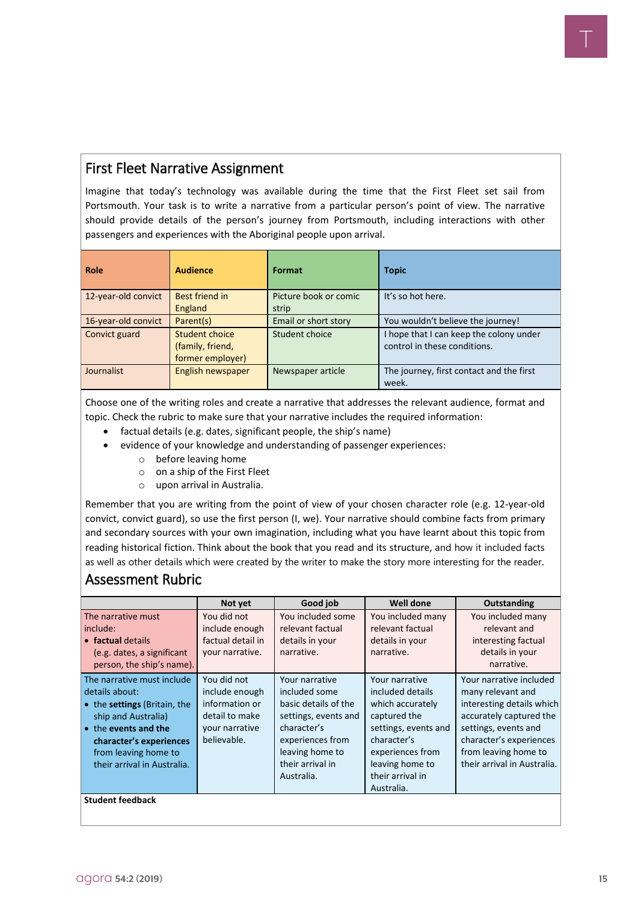## First Fleet Narrative Assignment

Imagine that today's technology was available during the time that the First Fleet set sail from Portsmouth. Your task is to write a narrative from a particular person's point of view. The narrative should provide details of the person's journey from Portsmouth, including interactions with other passengers and experiences with the Aboriginal people upon arrival.

| Role | Audience | Format | Topic |
|---|---|---|---|
| 12-year-old convict | Best friend in England | Picture book or comic strip | It's so hot here. |
| 16-year-old convict | Parent(s) | Email or short story | You wouldn't believe the journey! |
| Convict guard | Student choice (family, friend, former employer) | Student choice | I hope that I can keep the colony under control in these conditions. |
| Journalist | English newspaper | Newspaper article | The journey, first contact and the first week. |

Choose one of the writing roles and create a narrative that addresses the relevant audience, format and topic. Check the rubric to make sure that your narrative includes the required information:

- factual details (e.g. dates, significant people, the ship's name)
- evidence of your knowledge and understanding of passenger experiences:
  - before leaving home
  - on a ship of the First Fleet
  - upon arrival in Australia.

Remember that you are writing from the point of view of your chosen character role (e.g. 12-year-old convict, convict guard), so use the first person (I, we). Your narrative should combine facts from primary and secondary sources with your own imagination, including what you have learnt about this topic from reading historical fiction. Think about the book that you read and its structure, and how it included facts as well as other details which were created by the writer to make the story more interesting for the reader.

## Assessment Rubric

| | Not yet | Good job | Well done | Outstanding |
|---|---|---|---|---|
| The narrative must include: • **factual** details (e.g. dates, a significant person, the ship's name). | You did not include enough factual detail in your narrative. | You included some relevant factual details in your narrative. | You included many relevant factual details in your narrative. | You included many relevant and interesting factual details in your narrative. |
| The narrative must include details about: • the **settings** (Britain, the ship and Australia) • the **events and the character's experiences** from leaving home to their arrival in Australia. | You did not include enough information or detail to make your narrative believable. | Your narrative included some basic details of the settings, events and character's experiences from leaving home to their arrival in Australia. | Your narrative included details which accurately captured the settings, events and character's experiences from leaving home to their arrival in Australia. | Your narrative included many relevant and interesting details which accurately captured the settings, events and character's experiences from leaving home to their arrival in Australia. |
| **Student feedback** | | | | |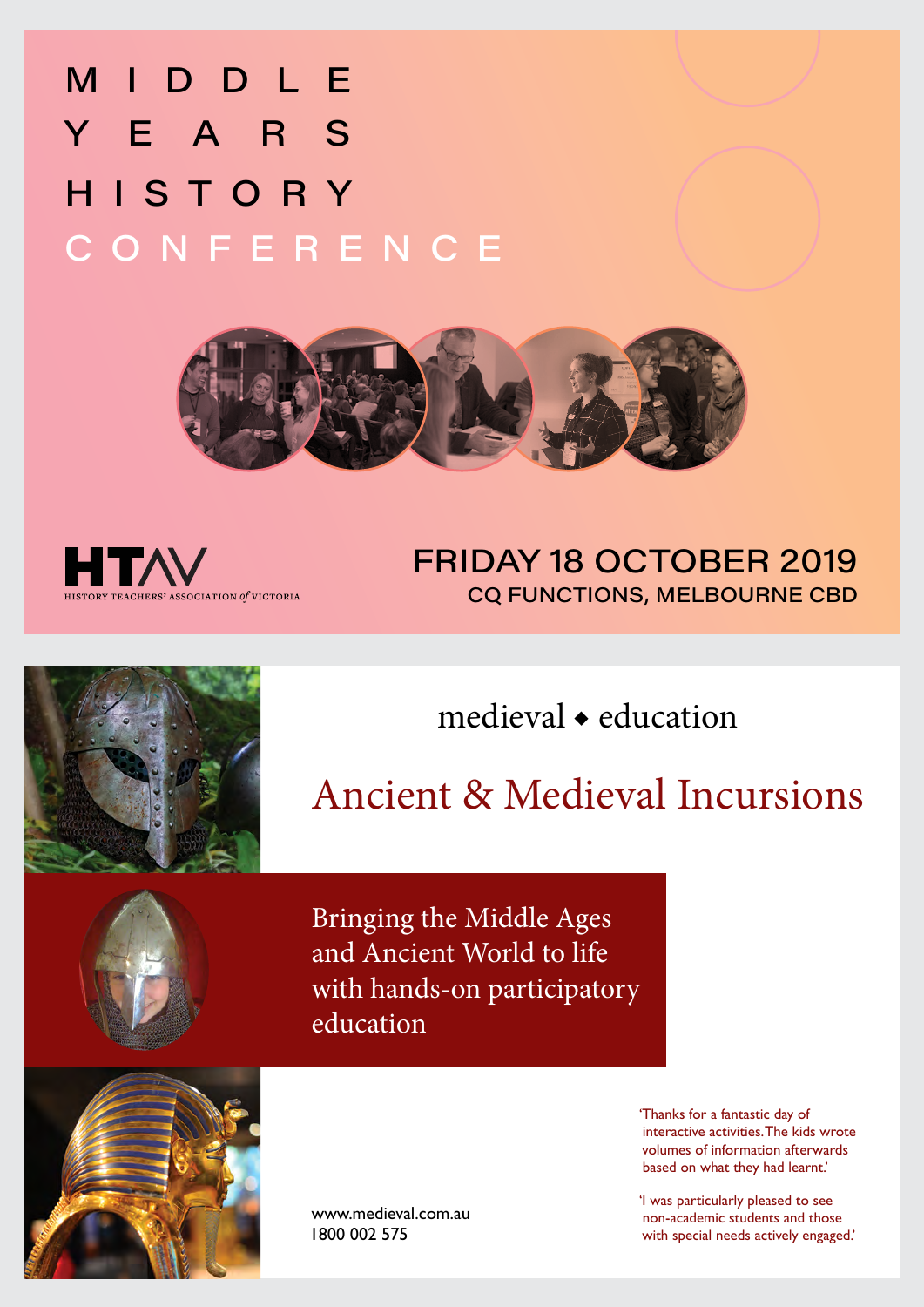# MIDDLE YEARS HISTORY CONFERENCE

HTAV
HISTORY TEACHERS' ASSOCIATION *of* VICTORIA

FRIDAY 18 OCTOBER 2019
CQ FUNCTIONS, MELBOURNE CBD

medieval ◆ education

## Ancient & Medieval Incursions

Bringing the Middle Ages and Ancient World to life with hands-on participatory education

www.medieval.com.au
1800 002 575

'Thanks for a fantastic day of interactive activities. The kids wrote volumes of information afterwards based on what they had learnt.'

'I was particularly pleased to see non-academic students and those with special needs actively engaged.'